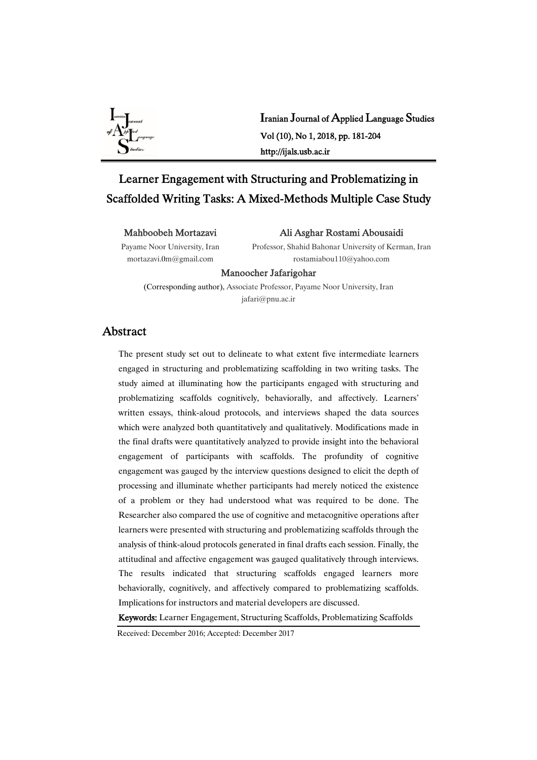# Learner Engagement with Structuring and Problematizing in Scaffolded Writing Tasks: A Mixed-Methods Multiple Case Study

**Mahboobeh Mortazavi**
Payame Noor University, Iran
mortazavi.0m@gmail.com

**Ali Asghar Rostami Abousaidi**
Professor, Shahid Bahonar University of Kerman, Iran
rostamiabou110@yahoo.com

**Manoocher Jafarigohar**
(Corresponding author), Associate Professor, Payame Noor University, Iran
jafari@pnu.ac.ir

## Abstract

The present study set out to delineate to what extent five intermediate learners engaged in structuring and problematizing scaffolding in two writing tasks. The study aimed at illuminating how the participants engaged with structuring and problematizing scaffolds cognitively, behaviorally, and affectively. Learners' written essays, think-aloud protocols, and interviews shaped the data sources which were analyzed both quantitatively and qualitatively. Modifications made in the final drafts were quantitatively analyzed to provide insight into the behavioral engagement of participants with scaffolds. The profundity of cognitive engagement was gauged by the interview questions designed to elicit the depth of processing and illuminate whether participants had merely noticed the existence of a problem or they had understood what was required to be done. The Researcher also compared the use of cognitive and metacognitive operations after learners were presented with structuring and problematizing scaffolds through the analysis of think-aloud protocols generated in final drafts each session. Finally, the attitudinal and affective engagement was gauged qualitatively through interviews. The results indicated that structuring scaffolds engaged learners more behaviorally, cognitively, and affectively compared to problematizing scaffolds. Implications for instructors and material developers are discussed.

**Keywords:** Learner Engagement, Structuring Scaffolds, Problematizing Scaffolds

Received: December 2016; Accepted: December 2017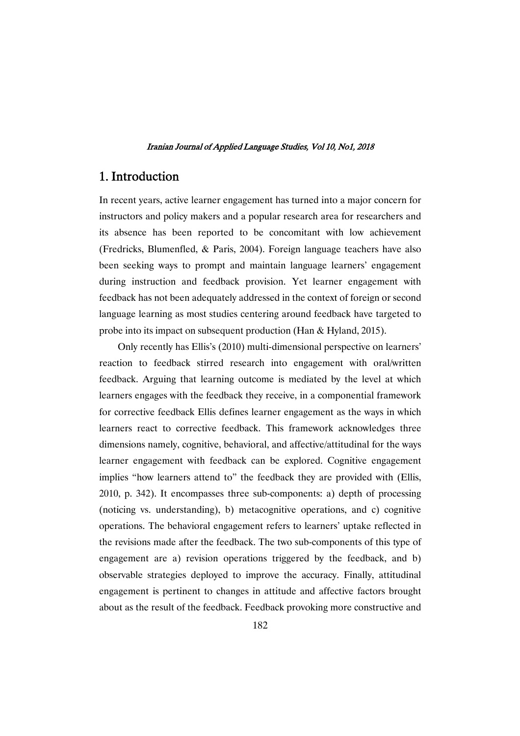## 1. Introduction

In recent years, active learner engagement has turned into a major concern for instructors and policy makers and a popular research area for researchers and its absence has been reported to be concomitant with low achievement (Fredricks, Blumenfled, & Paris, 2004). Foreign language teachers have also been seeking ways to prompt and maintain language learners' engagement during instruction and feedback provision. Yet learner engagement with feedback has not been adequately addressed in the context of foreign or second language learning as most studies centering around feedback have targeted to probe into its impact on subsequent production (Han & Hyland, 2015).

Only recently has Ellis's (2010) multi-dimensional perspective on learners' reaction to feedback stirred research into engagement with oral/written feedback. Arguing that learning outcome is mediated by the level at which learners engages with the feedback they receive, in a componential framework for corrective feedback Ellis defines learner engagement as the ways in which learners react to corrective feedback. This framework acknowledges three dimensions namely, cognitive, behavioral, and affective/attitudinal for the ways learner engagement with feedback can be explored. Cognitive engagement implies "how learners attend to" the feedback they are provided with (Ellis, 2010, p. 342). It encompasses three sub-components: a) depth of processing (noticing vs. understanding), b) metacognitive operations, and c) cognitive operations. The behavioral engagement refers to learners' uptake reflected in the revisions made after the feedback. The two sub-components of this type of engagement are a) revision operations triggered by the feedback, and b) observable strategies deployed to improve the accuracy. Finally, attitudinal engagement is pertinent to changes in attitude and affective factors brought about as the result of the feedback. Feedback provoking more constructive and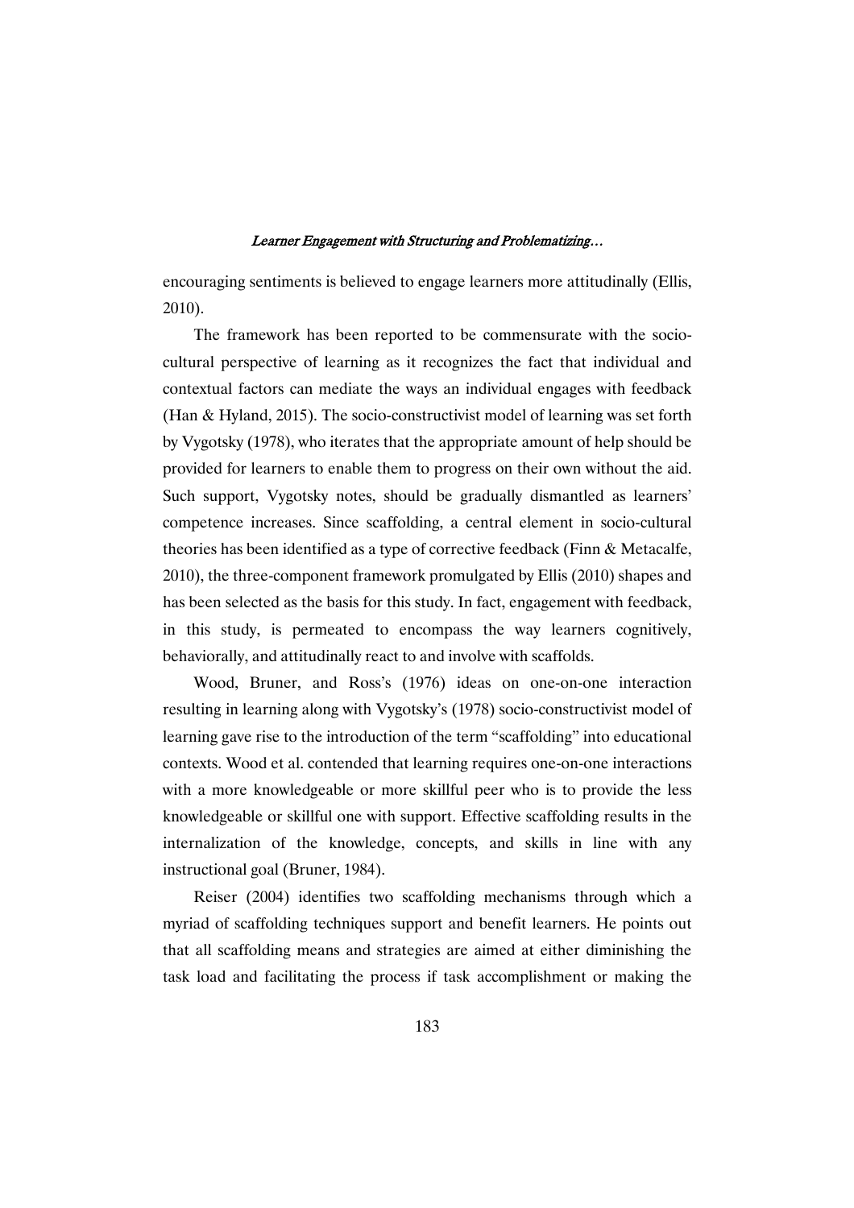encouraging sentiments is believed to engage learners more attitudinally (Ellis, 2010).

The framework has been reported to be commensurate with the socio-cultural perspective of learning as it recognizes the fact that individual and contextual factors can mediate the ways an individual engages with feedback (Han & Hyland, 2015). The socio-constructivist model of learning was set forth by Vygotsky (1978), who iterates that the appropriate amount of help should be provided for learners to enable them to progress on their own without the aid. Such support, Vygotsky notes, should be gradually dismantled as learners' competence increases. Since scaffolding, a central element in socio-cultural theories has been identified as a type of corrective feedback (Finn & Metacalfe, 2010), the three-component framework promulgated by Ellis (2010) shapes and has been selected as the basis for this study. In fact, engagement with feedback, in this study, is permeated to encompass the way learners cognitively, behaviorally, and attitudinally react to and involve with scaffolds.

Wood, Bruner, and Ross's (1976) ideas on one-on-one interaction resulting in learning along with Vygotsky's (1978) socio-constructivist model of learning gave rise to the introduction of the term "scaffolding" into educational contexts. Wood et al. contended that learning requires one-on-one interactions with a more knowledgeable or more skillful peer who is to provide the less knowledgeable or skillful one with support. Effective scaffolding results in the internalization of the knowledge, concepts, and skills in line with any instructional goal (Bruner, 1984).

Reiser (2004) identifies two scaffolding mechanisms through which a myriad of scaffolding techniques support and benefit learners. He points out that all scaffolding means and strategies are aimed at either diminishing the task load and facilitating the process if task accomplishment or making the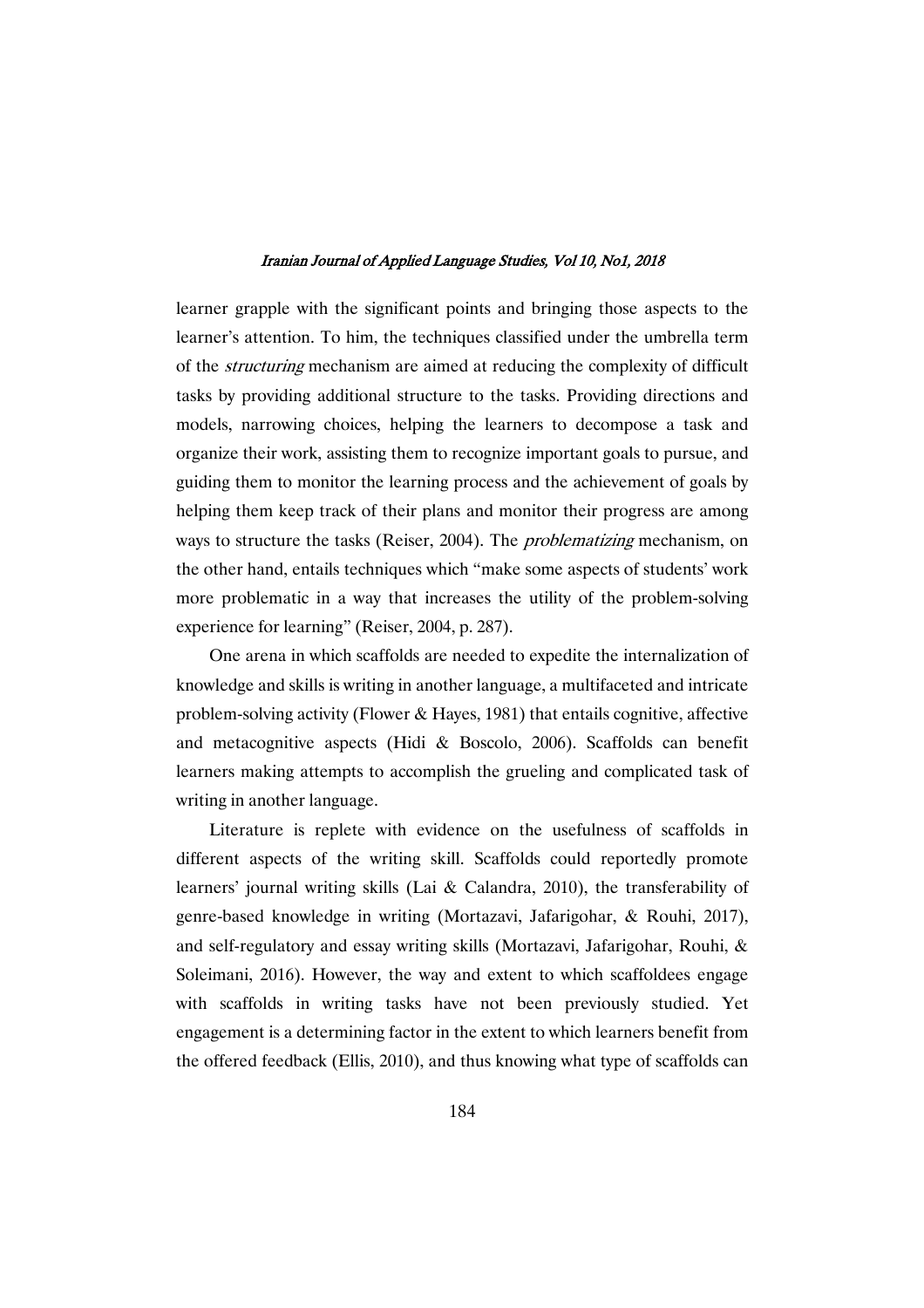learner grapple with the significant points and bringing those aspects to the learner's attention. To him, the techniques classified under the umbrella term of the *structuring* mechanism are aimed at reducing the complexity of difficult tasks by providing additional structure to the tasks. Providing directions and models, narrowing choices, helping the learners to decompose a task and organize their work, assisting them to recognize important goals to pursue, and guiding them to monitor the learning process and the achievement of goals by helping them keep track of their plans and monitor their progress are among ways to structure the tasks (Reiser, 2004). The *problematizing* mechanism, on the other hand, entails techniques which "make some aspects of students' work more problematic in a way that increases the utility of the problem-solving experience for learning" (Reiser, 2004, p. 287).

One arena in which scaffolds are needed to expedite the internalization of knowledge and skills is writing in another language, a multifaceted and intricate problem-solving activity (Flower & Hayes, 1981) that entails cognitive, affective and metacognitive aspects (Hidi & Boscolo, 2006). Scaffolds can benefit learners making attempts to accomplish the grueling and complicated task of writing in another language.

Literature is replete with evidence on the usefulness of scaffolds in different aspects of the writing skill. Scaffolds could reportedly promote learners' journal writing skills (Lai & Calandra, 2010), the transferability of genre-based knowledge in writing (Mortazavi, Jafarigohar, & Rouhi, 2017), and self-regulatory and essay writing skills (Mortazavi, Jafarigohar, Rouhi, & Soleimani, 2016). However, the way and extent to which scaffoldees engage with scaffolds in writing tasks have not been previously studied. Yet engagement is a determining factor in the extent to which learners benefit from the offered feedback (Ellis, 2010), and thus knowing what type of scaffolds can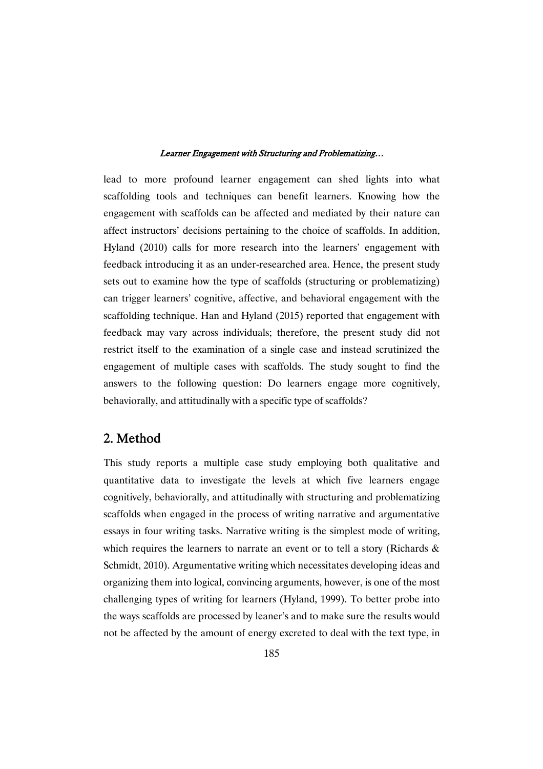lead to more profound learner engagement can shed lights into what scaffolding tools and techniques can benefit learners. Knowing how the engagement with scaffolds can be affected and mediated by their nature can affect instructors' decisions pertaining to the choice of scaffolds. In addition, Hyland (2010) calls for more research into the learners' engagement with feedback introducing it as an under-researched area. Hence, the present study sets out to examine how the type of scaffolds (structuring or problematizing) can trigger learners' cognitive, affective, and behavioral engagement with the scaffolding technique. Han and Hyland (2015) reported that engagement with feedback may vary across individuals; therefore, the present study did not restrict itself to the examination of a single case and instead scrutinized the engagement of multiple cases with scaffolds. The study sought to find the answers to the following question: Do learners engage more cognitively, behaviorally, and attitudinally with a specific type of scaffolds?

## 2. Method

This study reports a multiple case study employing both qualitative and quantitative data to investigate the levels at which five learners engage cognitively, behaviorally, and attitudinally with structuring and problematizing scaffolds when engaged in the process of writing narrative and argumentative essays in four writing tasks. Narrative writing is the simplest mode of writing, which requires the learners to narrate an event or to tell a story (Richards & Schmidt, 2010). Argumentative writing which necessitates developing ideas and organizing them into logical, convincing arguments, however, is one of the most challenging types of writing for learners (Hyland, 1999). To better probe into the ways scaffolds are processed by leaner's and to make sure the results would not be affected by the amount of energy excreted to deal with the text type, in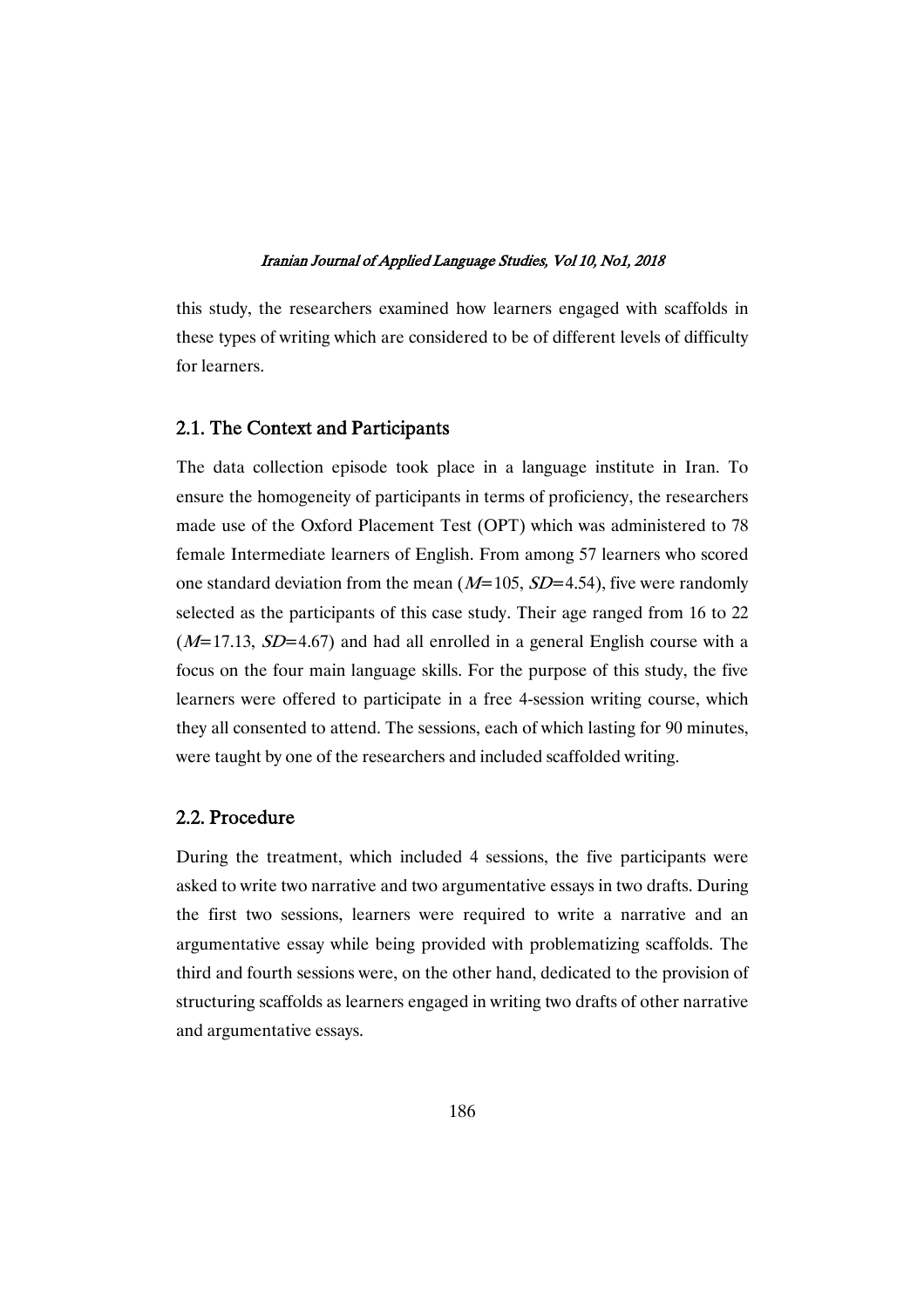this study, the researchers examined how learners engaged with scaffolds in these types of writing which are considered to be of different levels of difficulty for learners.

## 2.1. The Context and Participants

The data collection episode took place in a language institute in Iran. To ensure the homogeneity of participants in terms of proficiency, the researchers made use of the Oxford Placement Test (OPT) which was administered to 78 female Intermediate learners of English. From among 57 learners who scored one standard deviation from the mean ($M$=105, $SD$=4.54), five were randomly selected as the participants of this case study. Their age ranged from 16 to 22 ($M$=17.13, $SD$=4.67) and had all enrolled in a general English course with a focus on the four main language skills. For the purpose of this study, the five learners were offered to participate in a free 4-session writing course, which they all consented to attend. The sessions, each of which lasting for 90 minutes, were taught by one of the researchers and included scaffolded writing.

## 2.2. Procedure

During the treatment, which included 4 sessions, the five participants were asked to write two narrative and two argumentative essays in two drafts. During the first two sessions, learners were required to write a narrative and an argumentative essay while being provided with problematizing scaffolds. The third and fourth sessions were, on the other hand, dedicated to the provision of structuring scaffolds as learners engaged in writing two drafts of other narrative and argumentative essays.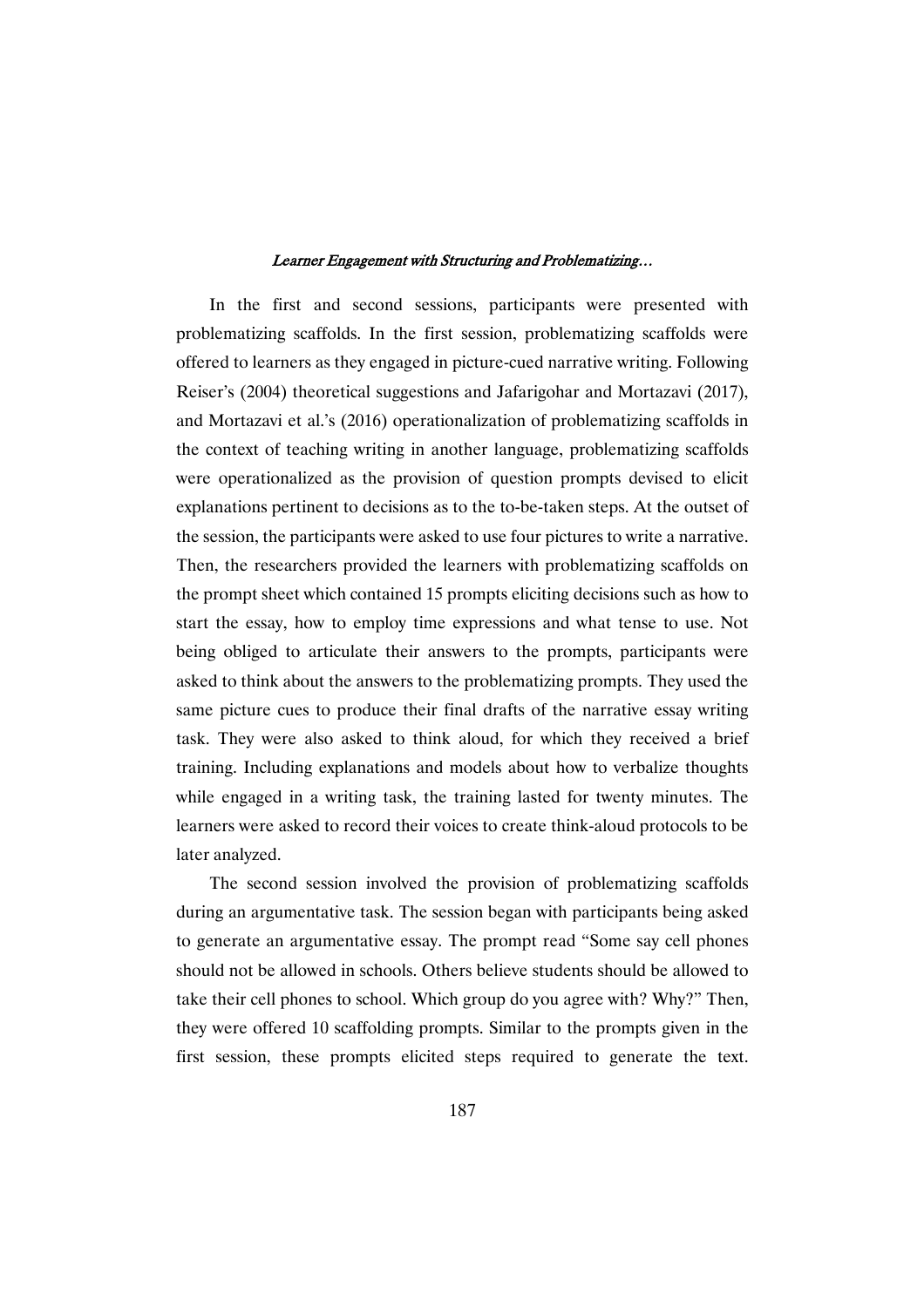In the first and second sessions, participants were presented with problematizing scaffolds. In the first session, problematizing scaffolds were offered to learners as they engaged in picture-cued narrative writing. Following Reiser's (2004) theoretical suggestions and Jafarigohar and Mortazavi (2017), and Mortazavi et al.'s (2016) operationalization of problematizing scaffolds in the context of teaching writing in another language, problematizing scaffolds were operationalized as the provision of question prompts devised to elicit explanations pertinent to decisions as to the to-be-taken steps. At the outset of the session, the participants were asked to use four pictures to write a narrative. Then, the researchers provided the learners with problematizing scaffolds on the prompt sheet which contained 15 prompts eliciting decisions such as how to start the essay, how to employ time expressions and what tense to use. Not being obliged to articulate their answers to the prompts, participants were asked to think about the answers to the problematizing prompts. They used the same picture cues to produce their final drafts of the narrative essay writing task. They were also asked to think aloud, for which they received a brief training. Including explanations and models about how to verbalize thoughts while engaged in a writing task, the training lasted for twenty minutes. The learners were asked to record their voices to create think-aloud protocols to be later analyzed.

The second session involved the provision of problematizing scaffolds during an argumentative task. The session began with participants being asked to generate an argumentative essay. The prompt read "Some say cell phones should not be allowed in schools. Others believe students should be allowed to take their cell phones to school. Which group do you agree with? Why?" Then, they were offered 10 scaffolding prompts. Similar to the prompts given in the first session, these prompts elicited steps required to generate the text.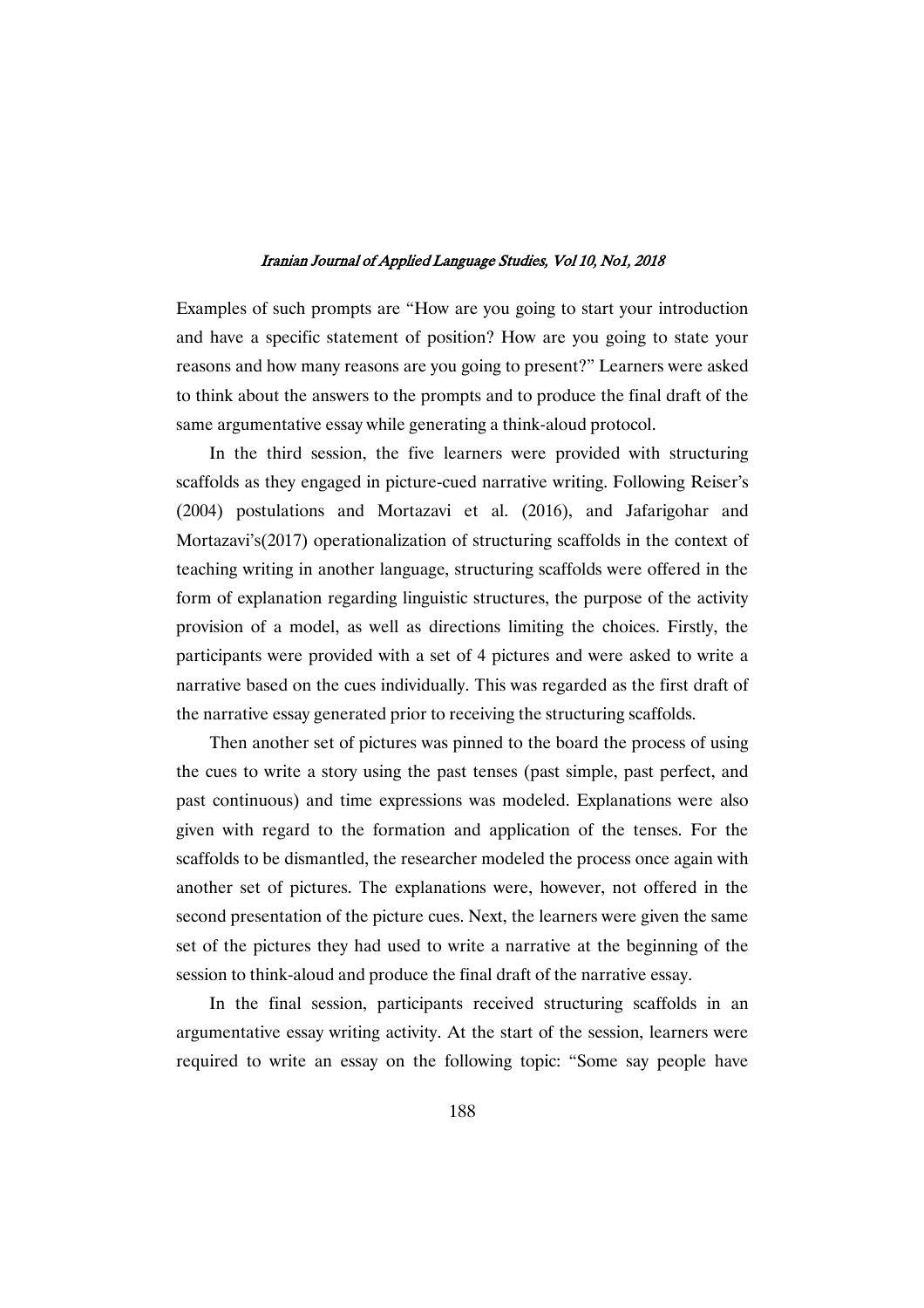Examples of such prompts are "How are you going to start your introduction and have a specific statement of position? How are you going to state your reasons and how many reasons are you going to present?" Learners were asked to think about the answers to the prompts and to produce the final draft of the same argumentative essay while generating a think-aloud protocol.

In the third session, the five learners were provided with structuring scaffolds as they engaged in picture-cued narrative writing. Following Reiser's (2004) postulations and Mortazavi et al. (2016), and Jafarigohar and Mortazavi's(2017) operationalization of structuring scaffolds in the context of teaching writing in another language, structuring scaffolds were offered in the form of explanation regarding linguistic structures, the purpose of the activity provision of a model, as well as directions limiting the choices. Firstly, the participants were provided with a set of 4 pictures and were asked to write a narrative based on the cues individually. This was regarded as the first draft of the narrative essay generated prior to receiving the structuring scaffolds.

Then another set of pictures was pinned to the board the process of using the cues to write a story using the past tenses (past simple, past perfect, and past continuous) and time expressions was modeled. Explanations were also given with regard to the formation and application of the tenses. For the scaffolds to be dismantled, the researcher modeled the process once again with another set of pictures. The explanations were, however, not offered in the second presentation of the picture cues. Next, the learners were given the same set of the pictures they had used to write a narrative at the beginning of the session to think-aloud and produce the final draft of the narrative essay.

In the final session, participants received structuring scaffolds in an argumentative essay writing activity. At the start of the session, learners were required to write an essay on the following topic: "Some say people have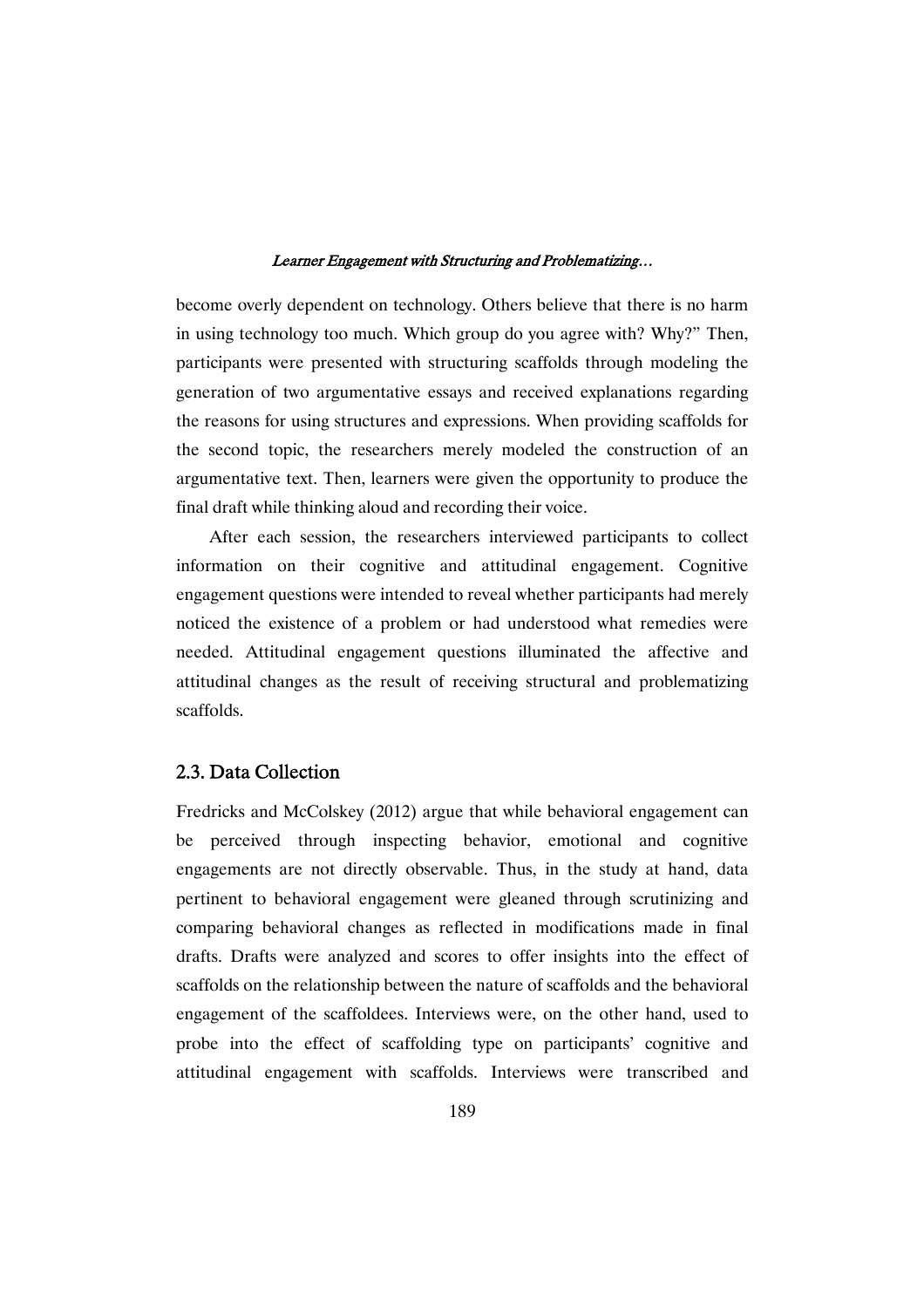become overly dependent on technology. Others believe that there is no harm in using technology too much. Which group do you agree with? Why?" Then, participants were presented with structuring scaffolds through modeling the generation of two argumentative essays and received explanations regarding the reasons for using structures and expressions. When providing scaffolds for the second topic, the researchers merely modeled the construction of an argumentative text. Then, learners were given the opportunity to produce the final draft while thinking aloud and recording their voice.

After each session, the researchers interviewed participants to collect information on their cognitive and attitudinal engagement. Cognitive engagement questions were intended to reveal whether participants had merely noticed the existence of a problem or had understood what remedies were needed. Attitudinal engagement questions illuminated the affective and attitudinal changes as the result of receiving structural and problematizing scaffolds.

## 2.3. Data Collection

Fredricks and McColskey (2012) argue that while behavioral engagement can be perceived through inspecting behavior, emotional and cognitive engagements are not directly observable. Thus, in the study at hand, data pertinent to behavioral engagement were gleaned through scrutinizing and comparing behavioral changes as reflected in modifications made in final drafts. Drafts were analyzed and scores to offer insights into the effect of scaffolds on the relationship between the nature of scaffolds and the behavioral engagement of the scaffoldees. Interviews were, on the other hand, used to probe into the effect of scaffolding type on participants' cognitive and attitudinal engagement with scaffolds. Interviews were transcribed and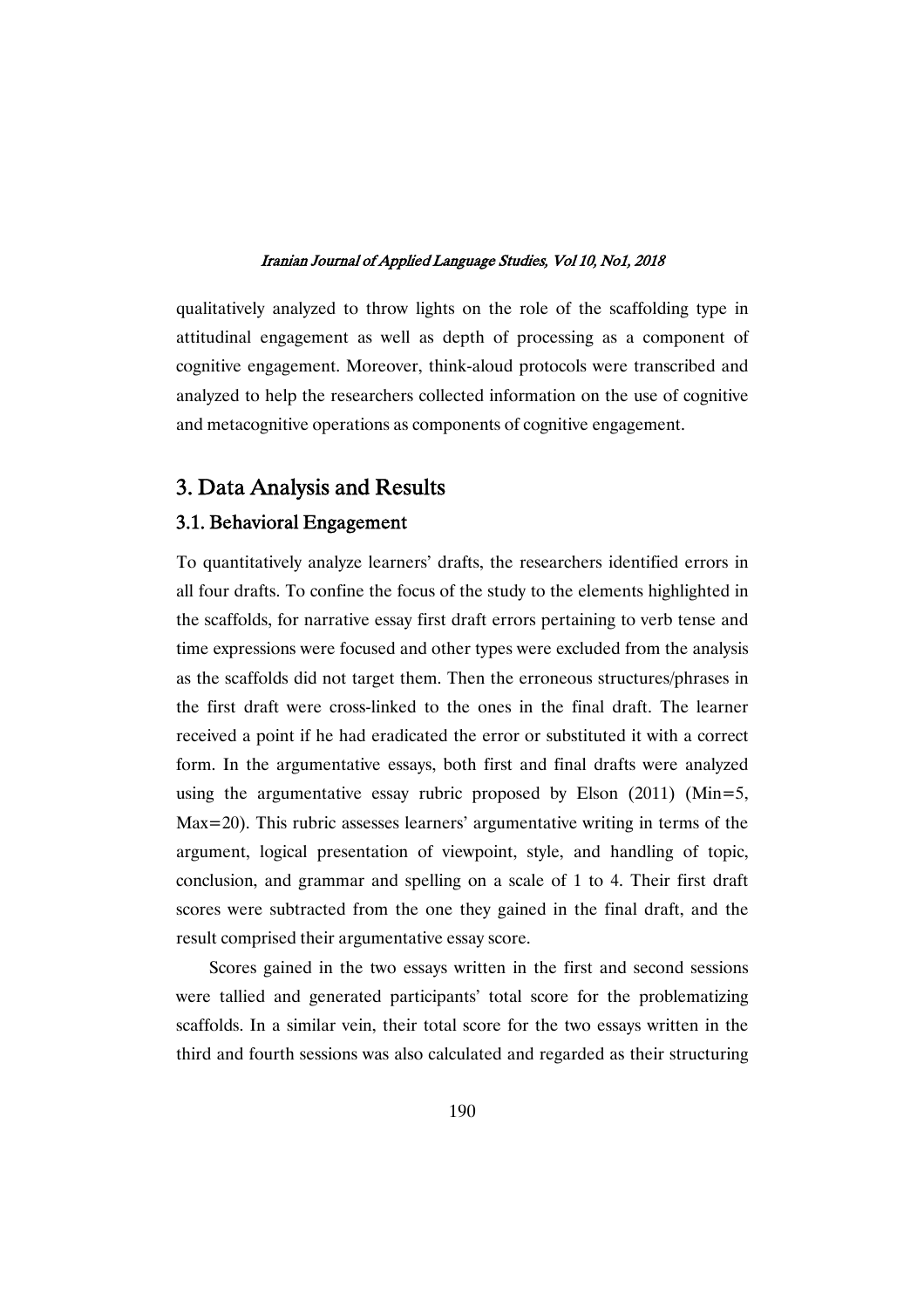qualitatively analyzed to throw lights on the role of the scaffolding type in attitudinal engagement as well as depth of processing as a component of cognitive engagement. Moreover, think-aloud protocols were transcribed and analyzed to help the researchers collected information on the use of cognitive and metacognitive operations as components of cognitive engagement.

## 3. Data Analysis and Results

### 3.1. Behavioral Engagement

To quantitatively analyze learners' drafts, the researchers identified errors in all four drafts. To confine the focus of the study to the elements highlighted in the scaffolds, for narrative essay first draft errors pertaining to verb tense and time expressions were focused and other types were excluded from the analysis as the scaffolds did not target them. Then the erroneous structures/phrases in the first draft were cross-linked to the ones in the final draft. The learner received a point if he had eradicated the error or substituted it with a correct form. In the argumentative essays, both first and final drafts were analyzed using the argumentative essay rubric proposed by Elson (2011) (Min=5, Max=20). This rubric assesses learners' argumentative writing in terms of the argument, logical presentation of viewpoint, style, and handling of topic, conclusion, and grammar and spelling on a scale of 1 to 4. Their first draft scores were subtracted from the one they gained in the final draft, and the result comprised their argumentative essay score.

Scores gained in the two essays written in the first and second sessions were tallied and generated participants' total score for the problematizing scaffolds. In a similar vein, their total score for the two essays written in the third and fourth sessions was also calculated and regarded as their structuring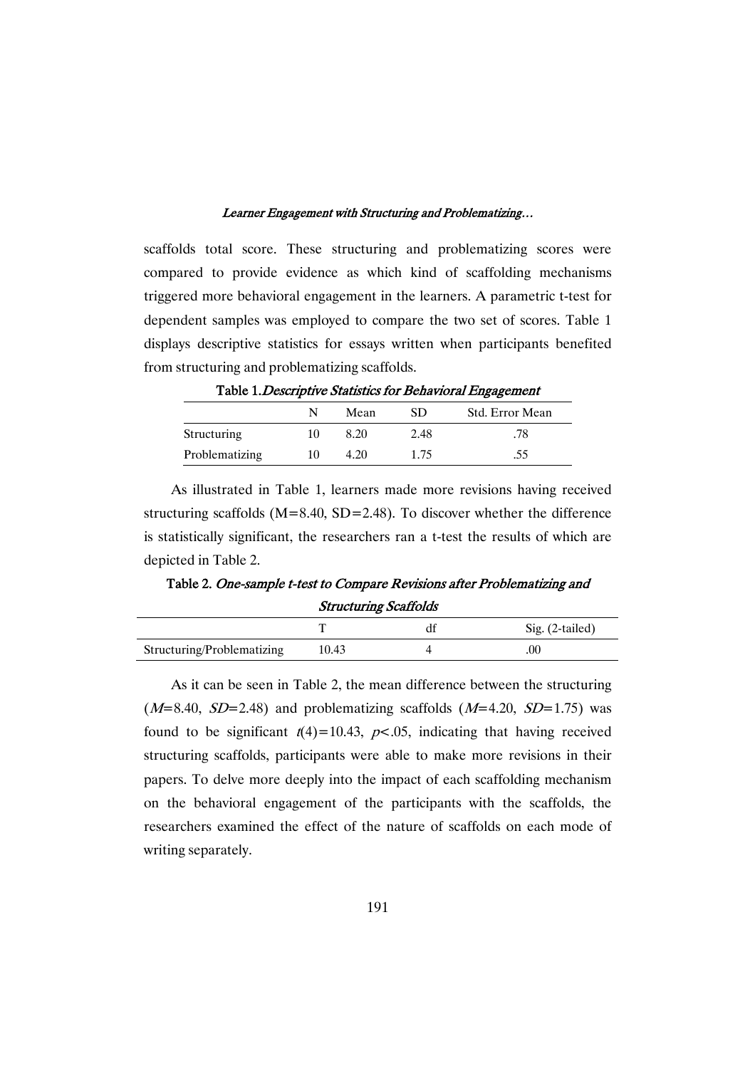scaffolds total score. These structuring and problematizing scores were compared to provide evidence as which kind of scaffolding mechanisms triggered more behavioral engagement in the learners. A parametric t-test for dependent samples was employed to compare the two set of scores. Table 1 displays descriptive statistics for essays written when participants benefited from structuring and problematizing scaffolds.

Table 1.*Descriptive Statistics for Behavioral Engagement*

| | N | Mean | SD | Std. Error Mean |
|---|---|---|---|---|
| Structuring | 10 | 8.20 | 2.48 | .78 |
| Problematizing | 10 | 4.20 | 1.75 | .55 |

As illustrated in Table 1, learners made more revisions having received structuring scaffolds (M=8.40, SD=2.48). To discover whether the difference is statistically significant, the researchers ran a t-test the results of which are depicted in Table 2.

Table 2. *One-sample t-test to Compare Revisions after Problematizing and Structuring Scaffolds*

| | T | df | Sig. (2-tailed) |
|---|---|---|---|
| Structuring/Problematizing | 10.43 | 4 | .00 |

As it can be seen in Table 2, the mean difference between the structuring ($M$=8.40, $SD$=2.48) and problematizing scaffolds ($M$=4.20, $SD$=1.75) was found to be significant $t(4)=10.43$, $p<.05$, indicating that having received structuring scaffolds, participants were able to make more revisions in their papers. To delve more deeply into the impact of each scaffolding mechanism on the behavioral engagement of the participants with the scaffolds, the researchers examined the effect of the nature of scaffolds on each mode of writing separately.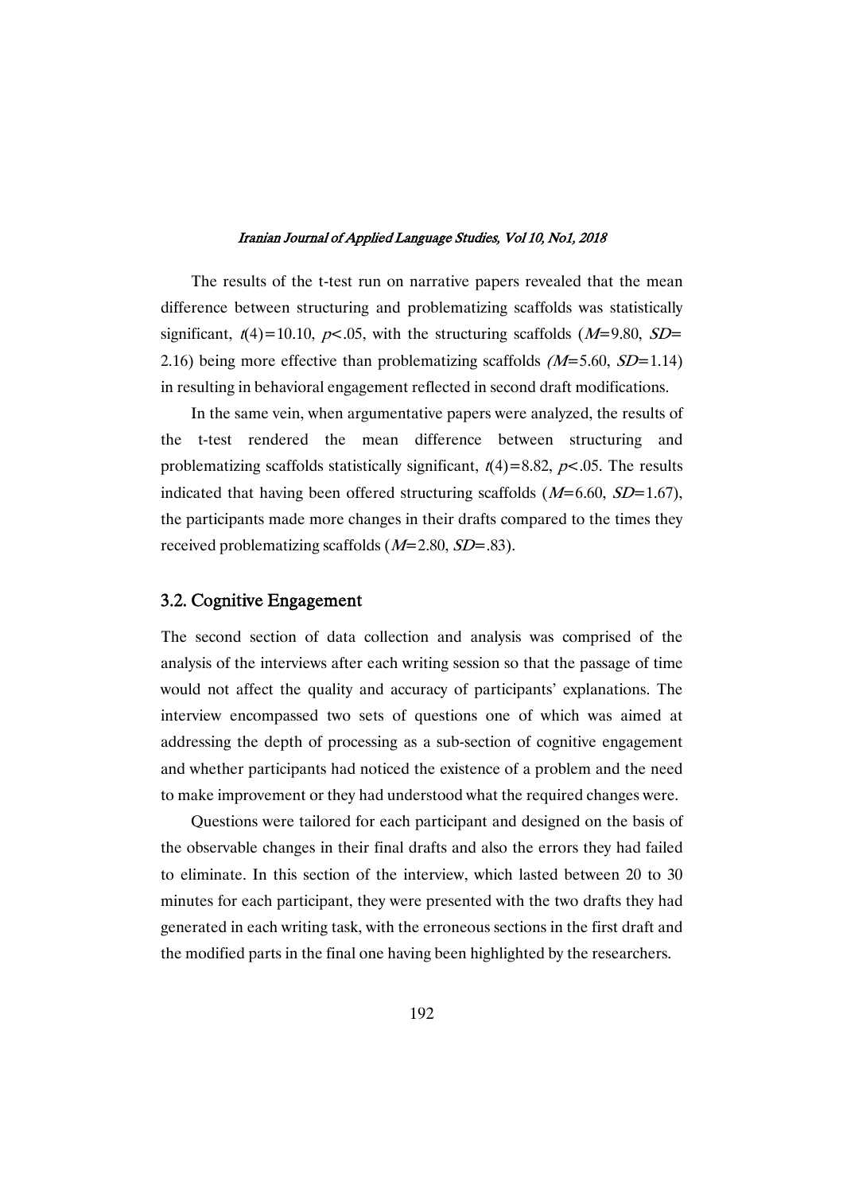The results of the t-test run on narrative papers revealed that the mean difference between structuring and problematizing scaffolds was statistically significant, $t(4)=10.10$, $p<.05$, with the structuring scaffolds ($M=9.80$, $SD=2.16$) being more effective than problematizing scaffolds ($M=5.60$, $SD=1.14$) in resulting in behavioral engagement reflected in second draft modifications.

In the same vein, when argumentative papers were analyzed, the results of the t-test rendered the mean difference between structuring and problematizing scaffolds statistically significant, $t(4)=8.82$, $p<.05$. The results indicated that having been offered structuring scaffolds ($M=6.60$, $SD=1.67$), the participants made more changes in their drafts compared to the times they received problematizing scaffolds ($M=2.80$, $SD=.83$).

## 3.2. Cognitive Engagement

The second section of data collection and analysis was comprised of the analysis of the interviews after each writing session so that the passage of time would not affect the quality and accuracy of participants' explanations. The interview encompassed two sets of questions one of which was aimed at addressing the depth of processing as a sub-section of cognitive engagement and whether participants had noticed the existence of a problem and the need to make improvement or they had understood what the required changes were.

Questions were tailored for each participant and designed on the basis of the observable changes in their final drafts and also the errors they had failed to eliminate. In this section of the interview, which lasted between 20 to 30 minutes for each participant, they were presented with the two drafts they had generated in each writing task, with the erroneous sections in the first draft and the modified parts in the final one having been highlighted by the researchers.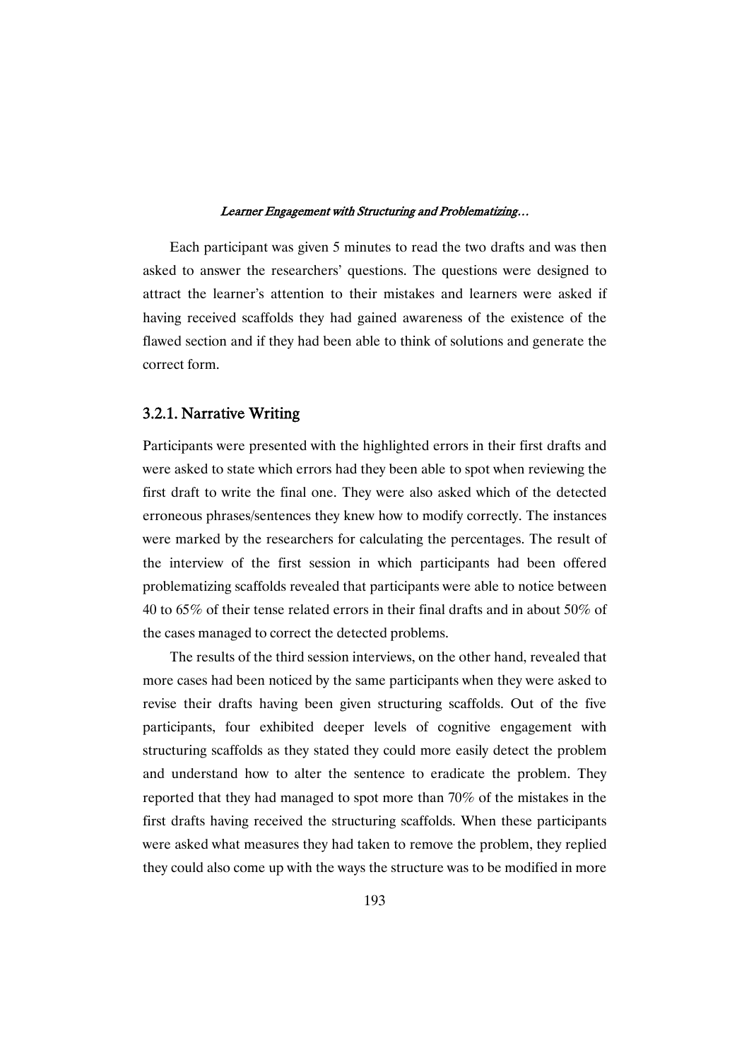Each participant was given 5 minutes to read the two drafts and was then asked to answer the researchers' questions. The questions were designed to attract the learner's attention to their mistakes and learners were asked if having received scaffolds they had gained awareness of the existence of the flawed section and if they had been able to think of solutions and generate the correct form.

### 3.2.1. Narrative Writing

Participants were presented with the highlighted errors in their first drafts and were asked to state which errors had they been able to spot when reviewing the first draft to write the final one. They were also asked which of the detected erroneous phrases/sentences they knew how to modify correctly. The instances were marked by the researchers for calculating the percentages. The result of the interview of the first session in which participants had been offered problematizing scaffolds revealed that participants were able to notice between 40 to 65% of their tense related errors in their final drafts and in about 50% of the cases managed to correct the detected problems.

The results of the third session interviews, on the other hand, revealed that more cases had been noticed by the same participants when they were asked to revise their drafts having been given structuring scaffolds. Out of the five participants, four exhibited deeper levels of cognitive engagement with structuring scaffolds as they stated they could more easily detect the problem and understand how to alter the sentence to eradicate the problem. They reported that they had managed to spot more than 70% of the mistakes in the first drafts having received the structuring scaffolds. When these participants were asked what measures they had taken to remove the problem, they replied they could also come up with the ways the structure was to be modified in more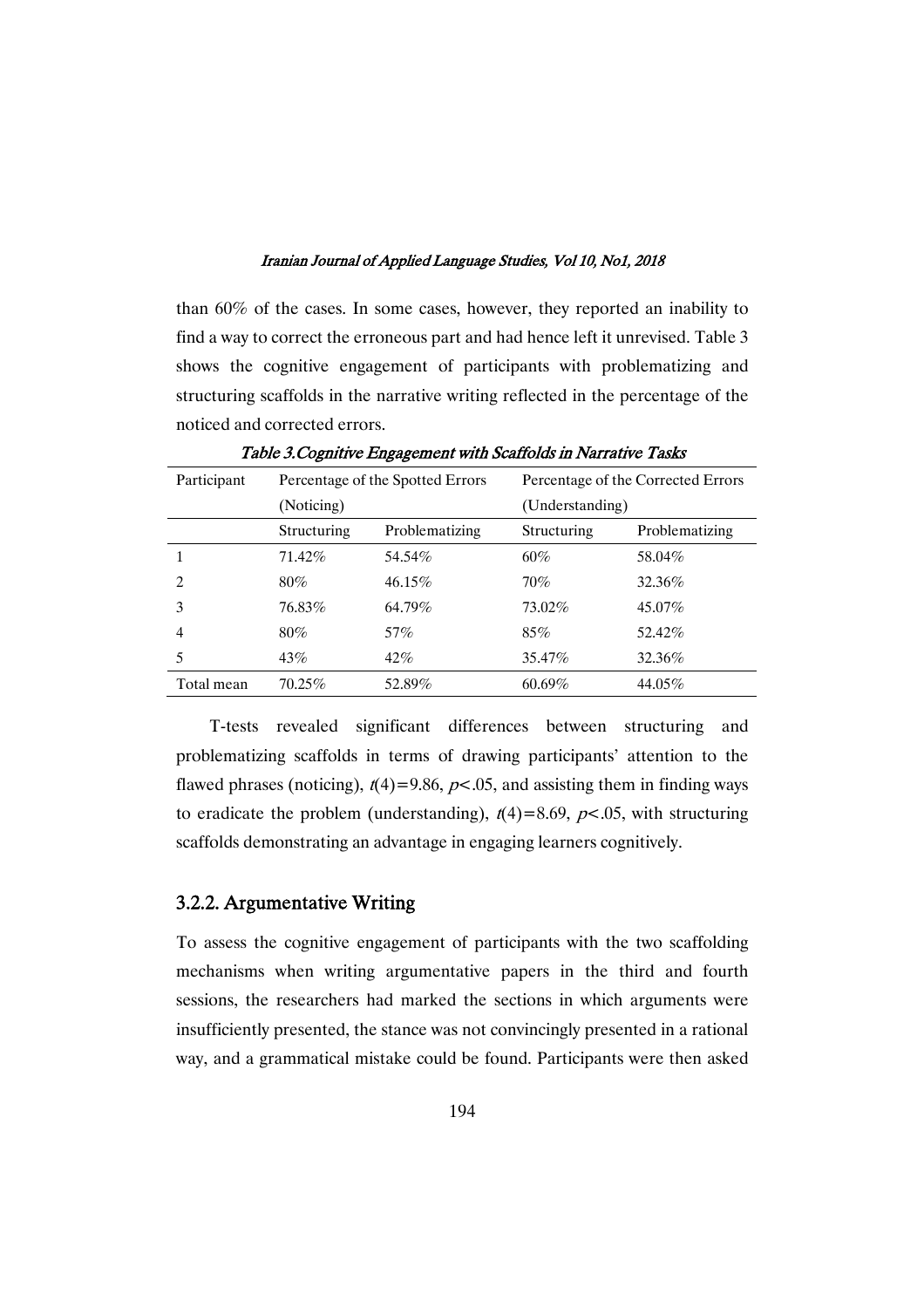than 60% of the cases. In some cases, however, they reported an inability to find a way to correct the erroneous part and had hence left it unrevised. Table 3 shows the cognitive engagement of participants with problematizing and structuring scaffolds in the narrative writing reflected in the percentage of the noticed and corrected errors.

*Table 3.Cognitive Engagement with Scaffolds in Narrative Tasks*

| Participant | Percentage of the Spotted Errors (Noticing) | | Percentage of the Corrected Errors (Understanding) | |
|---|---|---|---|---|
| | Structuring | Problematizing | Structuring | Problematizing |
| 1 | 71.42% | 54.54% | 60% | 58.04% |
| 2 | 80% | 46.15% | 70% | 32.36% |
| 3 | 76.83% | 64.79% | 73.02% | 45.07% |
| 4 | 80% | 57% | 85% | 52.42% |
| 5 | 43% | 42% | 35.47% | 32.36% |
| Total mean | 70.25% | 52.89% | 60.69% | 44.05% |

T-tests revealed significant differences between structuring and problematizing scaffolds in terms of drawing participants' attention to the flawed phrases (noticing), $t(4)=9.86$, $p<.05$, and assisting them in finding ways to eradicate the problem (understanding), $t(4)=8.69$, $p<.05$, with structuring scaffolds demonstrating an advantage in engaging learners cognitively.

### 3.2.2. Argumentative Writing

To assess the cognitive engagement of participants with the two scaffolding mechanisms when writing argumentative papers in the third and fourth sessions, the researchers had marked the sections in which arguments were insufficiently presented, the stance was not convincingly presented in a rational way, and a grammatical mistake could be found. Participants were then asked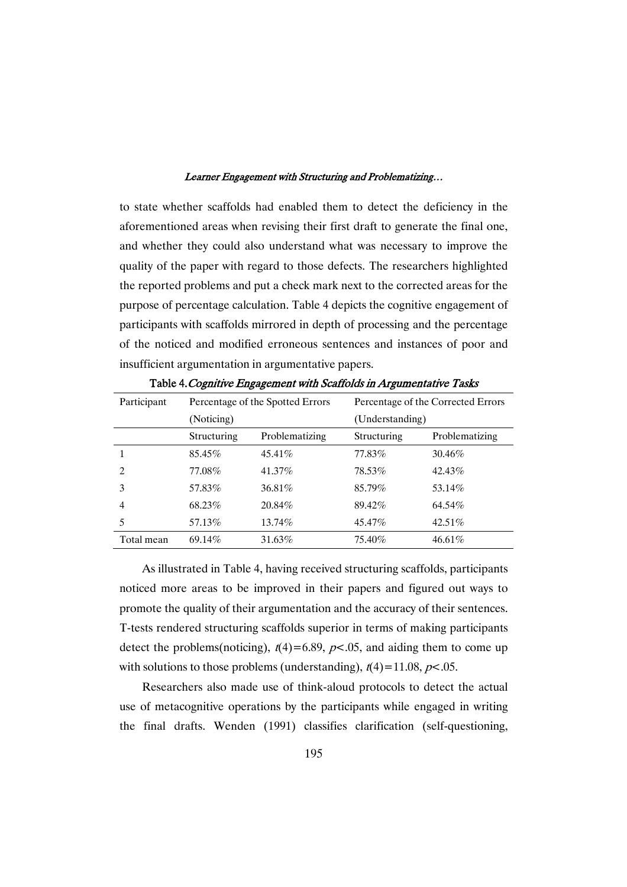to state whether scaffolds had enabled them to detect the deficiency in the aforementioned areas when revising their first draft to generate the final one, and whether they could also understand what was necessary to improve the quality of the paper with regard to those defects. The researchers highlighted the reported problems and put a check mark next to the corrected areas for the purpose of percentage calculation. Table 4 depicts the cognitive engagement of participants with scaffolds mirrored in depth of processing and the percentage of the noticed and modified erroneous sentences and instances of poor and insufficient argumentation in argumentative papers.

**Table 4.** *Cognitive Engagement with Scaffolds in Argumentative Tasks*

| Participant | Percentage of the Spotted Errors (Noticing) | | Percentage of the Corrected Errors (Understanding) | |
|---|---|---|---|---|
| | Structuring | Problematizing | Structuring | Problematizing |
| 1 | 85.45% | 45.41% | 77.83% | 30.46% |
| 2 | 77.08% | 41.37% | 78.53% | 42.43% |
| 3 | 57.83% | 36.81% | 85.79% | 53.14% |
| 4 | 68.23% | 20.84% | 89.42% | 64.54% |
| 5 | 57.13% | 13.74% | 45.47% | 42.51% |
| Total mean | 69.14% | 31.63% | 75.40% | 46.61% |

As illustrated in Table 4, having received structuring scaffolds, participants noticed more areas to be improved in their papers and figured out ways to promote the quality of their argumentation and the accuracy of their sentences. T-tests rendered structuring scaffolds superior in terms of making participants detect the problems(noticing), $t(4)=6.89$, $p<.05$, and aiding them to come up with solutions to those problems (understanding), $t(4)=11.08$, $p<.05$.

Researchers also made use of think-aloud protocols to detect the actual use of metacognitive operations by the participants while engaged in writing the final drafts. Wenden (1991) classifies clarification (self-questioning,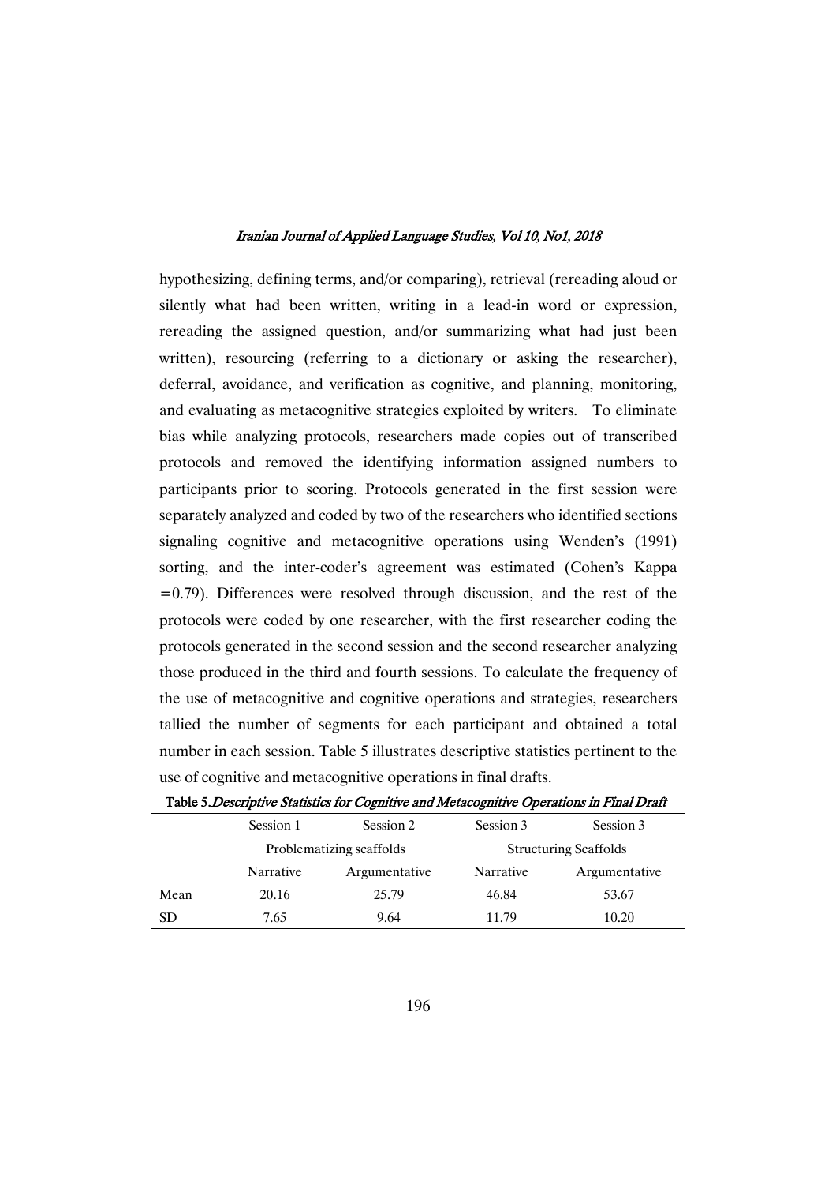hypothesizing, defining terms, and/or comparing), retrieval (rereading aloud or silently what had been written, writing in a lead-in word or expression, rereading the assigned question, and/or summarizing what had just been written), resourcing (referring to a dictionary or asking the researcher), deferral, avoidance, and verification as cognitive, and planning, monitoring, and evaluating as metacognitive strategies exploited by writers. To eliminate bias while analyzing protocols, researchers made copies out of transcribed protocols and removed the identifying information assigned numbers to participants prior to scoring. Protocols generated in the first session were separately analyzed and coded by two of the researchers who identified sections signaling cognitive and metacognitive operations using Wenden's (1991) sorting, and the inter-coder's agreement was estimated (Cohen's Kappa =0.79). Differences were resolved through discussion, and the rest of the protocols were coded by one researcher, with the first researcher coding the protocols generated in the second session and the second researcher analyzing those produced in the third and fourth sessions. To calculate the frequency of the use of metacognitive and cognitive operations and strategies, researchers tallied the number of segments for each participant and obtained a total number in each session. Table 5 illustrates descriptive statistics pertinent to the use of cognitive and metacognitive operations in final drafts.

**Table 5.** *Descriptive Statistics for Cognitive and Metacognitive Operations in Final Draft*

| | Session 1 | Session 2 | Session 3 | Session 3 |
|---|---|---|---|---|
| | Problematizing scaffolds | | Structuring Scaffolds | |
| | Narrative | Argumentative | Narrative | Argumentative |
| Mean | 20.16 | 25.79 | 46.84 | 53.67 |
| SD | 7.65 | 9.64 | 11.79 | 10.20 |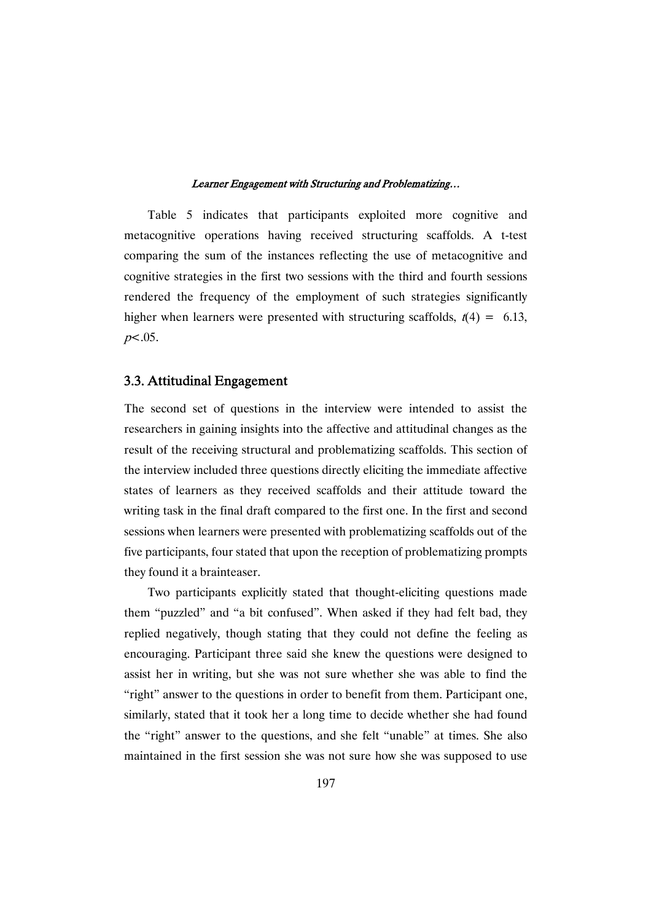Table 5 indicates that participants exploited more cognitive and metacognitive operations having received structuring scaffolds. A t-test comparing the sum of the instances reflecting the use of metacognitive and cognitive strategies in the first two sessions with the third and fourth sessions rendered the frequency of the employment of such strategies significantly higher when learners were presented with structuring scaffolds, $t(4) = 6.13$, $p < .05$.

## 3.3. Attitudinal Engagement

The second set of questions in the interview were intended to assist the researchers in gaining insights into the affective and attitudinal changes as the result of the receiving structural and problematizing scaffolds. This section of the interview included three questions directly eliciting the immediate affective states of learners as they received scaffolds and their attitude toward the writing task in the final draft compared to the first one. In the first and second sessions when learners were presented with problematizing scaffolds out of the five participants, four stated that upon the reception of problematizing prompts they found it a brainteaser.

Two participants explicitly stated that thought-eliciting questions made them "puzzled" and "a bit confused". When asked if they had felt bad, they replied negatively, though stating that they could not define the feeling as encouraging. Participant three said she knew the questions were designed to assist her in writing, but she was not sure whether she was able to find the "right" answer to the questions in order to benefit from them. Participant one, similarly, stated that it took her a long time to decide whether she had found the "right" answer to the questions, and she felt "unable" at times. She also maintained in the first session she was not sure how she was supposed to use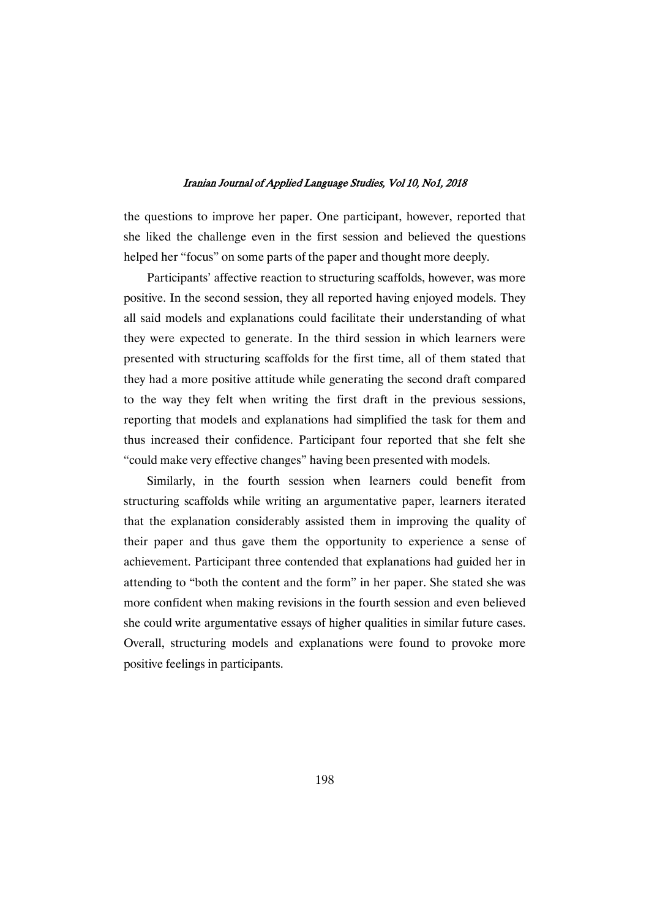the questions to improve her paper. One participant, however, reported that she liked the challenge even in the first session and believed the questions helped her "focus" on some parts of the paper and thought more deeply.

Participants' affective reaction to structuring scaffolds, however, was more positive. In the second session, they all reported having enjoyed models. They all said models and explanations could facilitate their understanding of what they were expected to generate. In the third session in which learners were presented with structuring scaffolds for the first time, all of them stated that they had a more positive attitude while generating the second draft compared to the way they felt when writing the first draft in the previous sessions, reporting that models and explanations had simplified the task for them and thus increased their confidence. Participant four reported that she felt she "could make very effective changes" having been presented with models.

Similarly, in the fourth session when learners could benefit from structuring scaffolds while writing an argumentative paper, learners iterated that the explanation considerably assisted them in improving the quality of their paper and thus gave them the opportunity to experience a sense of achievement. Participant three contended that explanations had guided her in attending to "both the content and the form" in her paper. She stated she was more confident when making revisions in the fourth session and even believed she could write argumentative essays of higher qualities in similar future cases. Overall, structuring models and explanations were found to provoke more positive feelings in participants.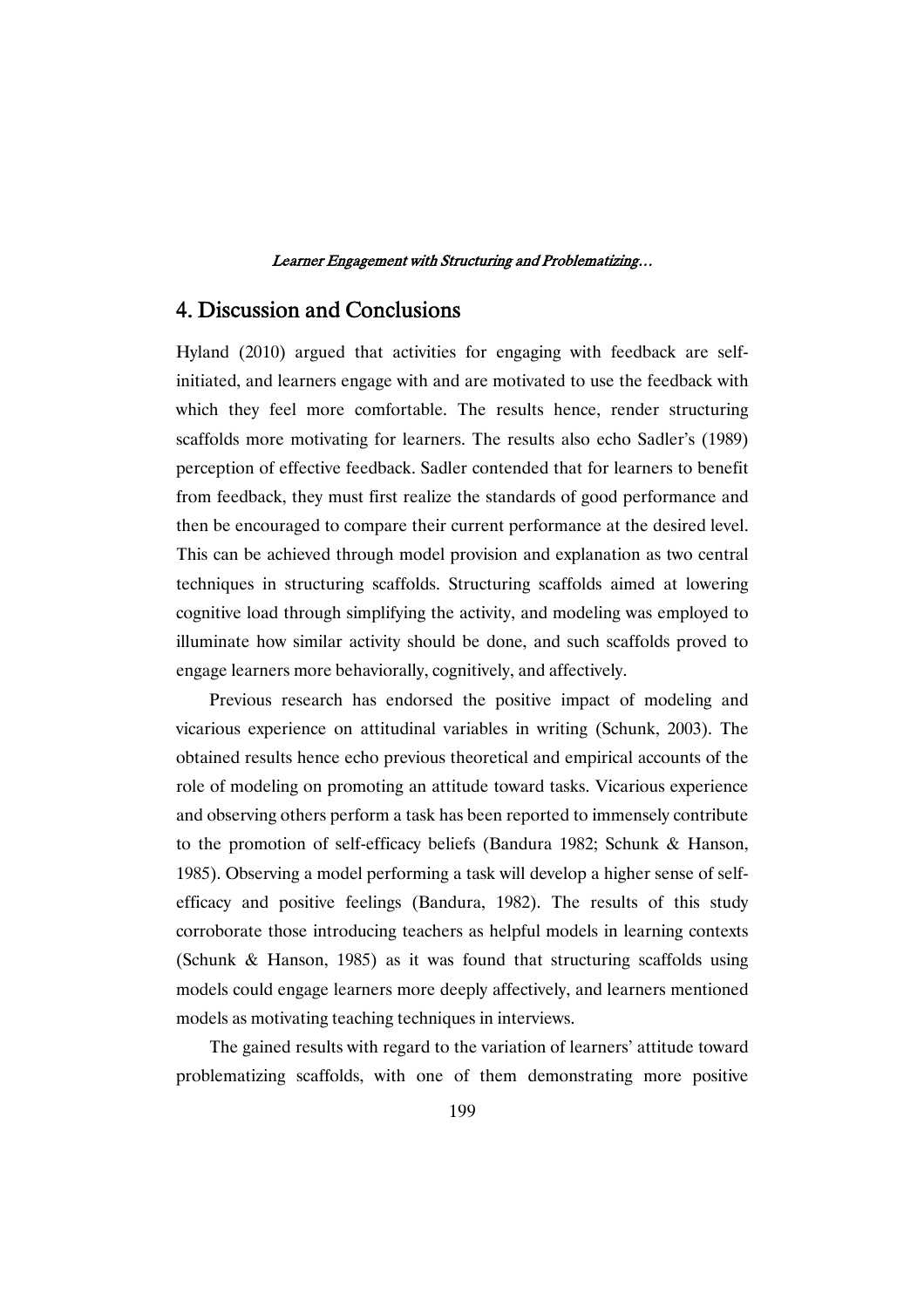## 4. Discussion and Conclusions

Hyland (2010) argued that activities for engaging with feedback are self-initiated, and learners engage with and are motivated to use the feedback with which they feel more comfortable. The results hence, render structuring scaffolds more motivating for learners. The results also echo Sadler's (1989) perception of effective feedback. Sadler contended that for learners to benefit from feedback, they must first realize the standards of good performance and then be encouraged to compare their current performance at the desired level. This can be achieved through model provision and explanation as two central techniques in structuring scaffolds. Structuring scaffolds aimed at lowering cognitive load through simplifying the activity, and modeling was employed to illuminate how similar activity should be done, and such scaffolds proved to engage learners more behaviorally, cognitively, and affectively.

Previous research has endorsed the positive impact of modeling and vicarious experience on attitudinal variables in writing (Schunk, 2003). The obtained results hence echo previous theoretical and empirical accounts of the role of modeling on promoting an attitude toward tasks. Vicarious experience and observing others perform a task has been reported to immensely contribute to the promotion of self-efficacy beliefs (Bandura 1982; Schunk & Hanson, 1985). Observing a model performing a task will develop a higher sense of self-efficacy and positive feelings (Bandura, 1982). The results of this study corroborate those introducing teachers as helpful models in learning contexts (Schunk & Hanson, 1985) as it was found that structuring scaffolds using models could engage learners more deeply affectively, and learners mentioned models as motivating teaching techniques in interviews.

The gained results with regard to the variation of learners' attitude toward problematizing scaffolds, with one of them demonstrating more positive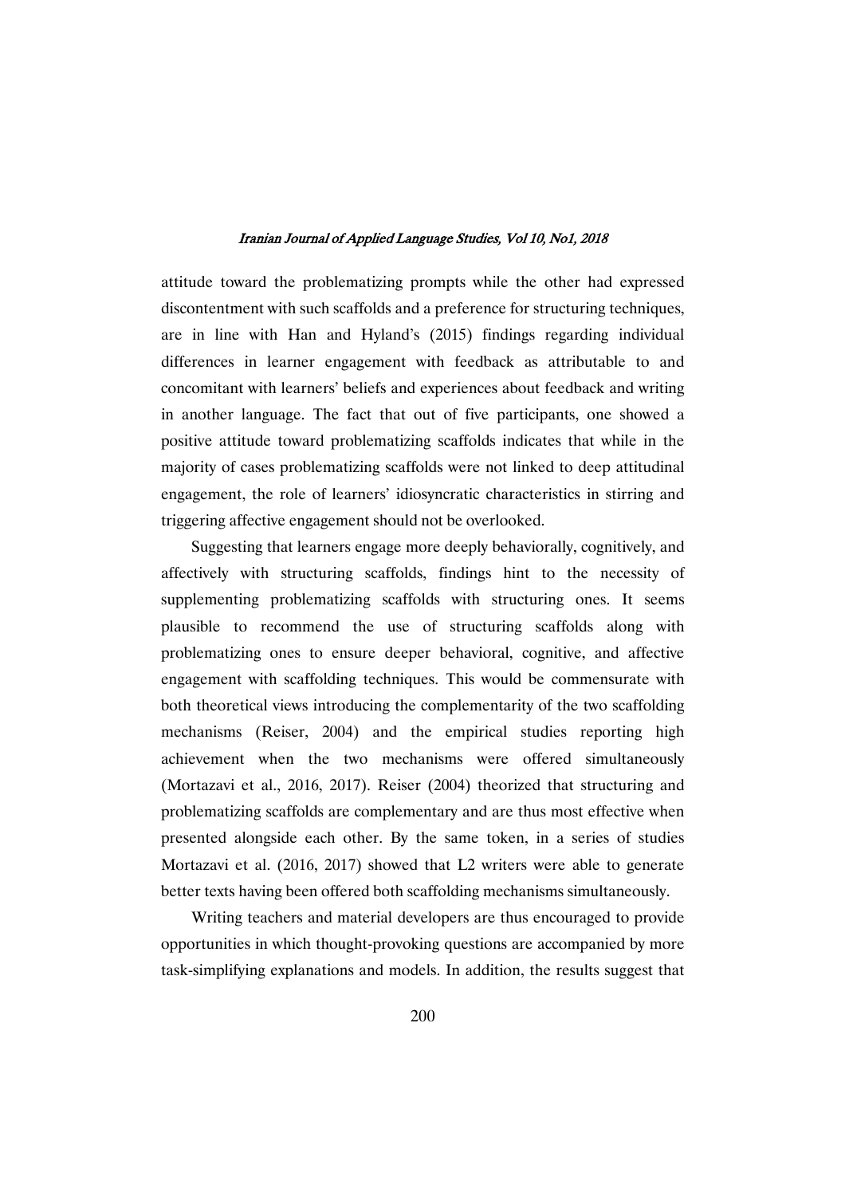attitude toward the problematizing prompts while the other had expressed discontentment with such scaffolds and a preference for structuring techniques, are in line with Han and Hyland's (2015) findings regarding individual differences in learner engagement with feedback as attributable to and concomitant with learners' beliefs and experiences about feedback and writing in another language. The fact that out of five participants, one showed a positive attitude toward problematizing scaffolds indicates that while in the majority of cases problematizing scaffolds were not linked to deep attitudinal engagement, the role of learners' idiosyncratic characteristics in stirring and triggering affective engagement should not be overlooked.

Suggesting that learners engage more deeply behaviorally, cognitively, and affectively with structuring scaffolds, findings hint to the necessity of supplementing problematizing scaffolds with structuring ones. It seems plausible to recommend the use of structuring scaffolds along with problematizing ones to ensure deeper behavioral, cognitive, and affective engagement with scaffolding techniques. This would be commensurate with both theoretical views introducing the complementarity of the two scaffolding mechanisms (Reiser, 2004) and the empirical studies reporting high achievement when the two mechanisms were offered simultaneously (Mortazavi et al., 2016, 2017). Reiser (2004) theorized that structuring and problematizing scaffolds are complementary and are thus most effective when presented alongside each other. By the same token, in a series of studies Mortazavi et al. (2016, 2017) showed that L2 writers were able to generate better texts having been offered both scaffolding mechanisms simultaneously.

Writing teachers and material developers are thus encouraged to provide opportunities in which thought-provoking questions are accompanied by more task-simplifying explanations and models. In addition, the results suggest that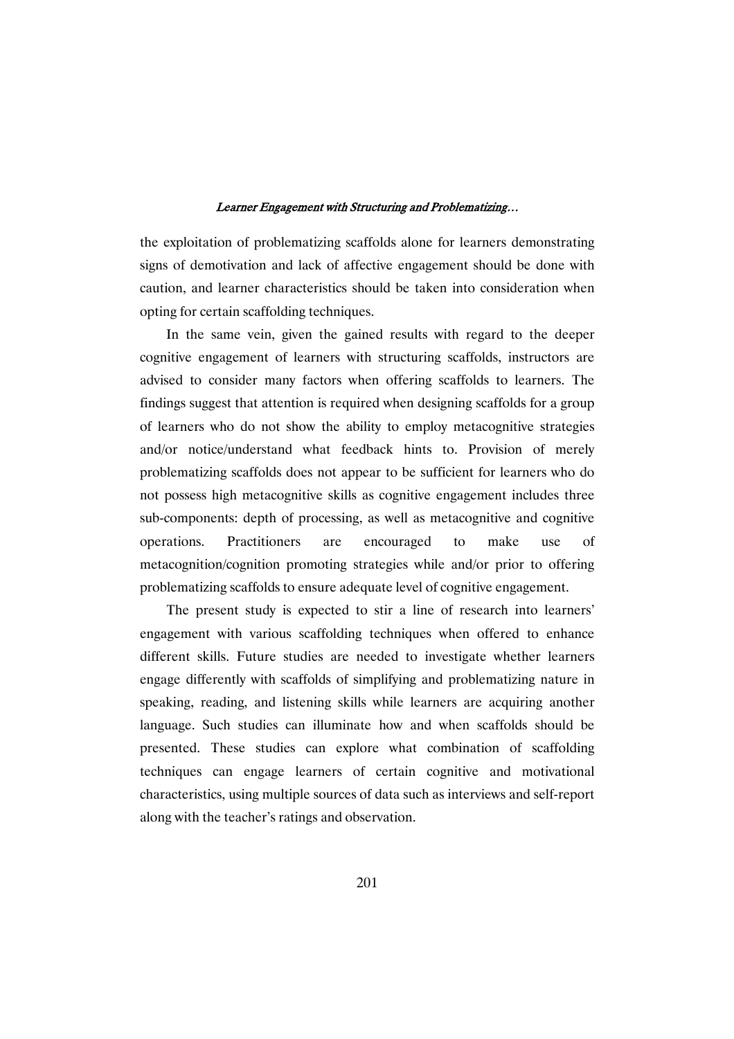the exploitation of problematizing scaffolds alone for learners demonstrating signs of demotivation and lack of affective engagement should be done with caution, and learner characteristics should be taken into consideration when opting for certain scaffolding techniques.

In the same vein, given the gained results with regard to the deeper cognitive engagement of learners with structuring scaffolds, instructors are advised to consider many factors when offering scaffolds to learners. The findings suggest that attention is required when designing scaffolds for a group of learners who do not show the ability to employ metacognitive strategies and/or notice/understand what feedback hints to. Provision of merely problematizing scaffolds does not appear to be sufficient for learners who do not possess high metacognitive skills as cognitive engagement includes three sub-components: depth of processing, as well as metacognitive and cognitive operations. Practitioners are encouraged to make use of metacognition/cognition promoting strategies while and/or prior to offering problematizing scaffolds to ensure adequate level of cognitive engagement.

The present study is expected to stir a line of research into learners' engagement with various scaffolding techniques when offered to enhance different skills. Future studies are needed to investigate whether learners engage differently with scaffolds of simplifying and problematizing nature in speaking, reading, and listening skills while learners are acquiring another language. Such studies can illuminate how and when scaffolds should be presented. These studies can explore what combination of scaffolding techniques can engage learners of certain cognitive and motivational characteristics, using multiple sources of data such as interviews and self-report along with the teacher's ratings and observation.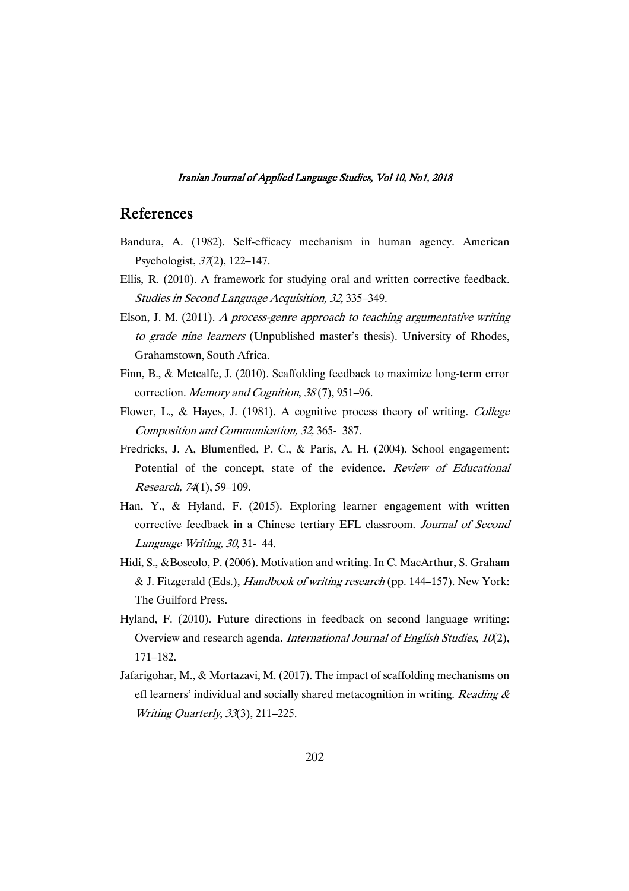## References

Bandura, A. (1982). Self-efficacy mechanism in human agency. American Psychologist, *37*(2), 122–147.

Ellis, R. (2010). A framework for studying oral and written corrective feedback. *Studies in Second Language Acquisition, 32*, 335–349.

Elson, J. M. (2011). *A process-genre approach to teaching argumentative writing to grade nine learners* (Unpublished master's thesis). University of Rhodes, Grahamstown, South Africa.

Finn, B., & Metcalfe, J. (2010). Scaffolding feedback to maximize long-term error correction. *Memory and Cognition*, *38* (7), 951–96.

Flower, L., & Hayes, J. (1981). A cognitive process theory of writing. *College Composition and Communication, 32,* 365- 387.

Fredricks, J. A, Blumenfled, P. C., & Paris, A. H. (2004). School engagement: Potential of the concept, state of the evidence. *Review of Educational Research, 74*(1), 59–109.

Han, Y., & Hyland, F. (2015). Exploring learner engagement with written corrective feedback in a Chinese tertiary EFL classroom. *Journal of Second Language Writing, 30*, 31- 44.

Hidi, S., &Boscolo, P. (2006). Motivation and writing. In C. MacArthur, S. Graham & J. Fitzgerald (Eds.), *Handbook of writing research* (pp. 144–157). New York: The Guilford Press.

Hyland, F. (2010). Future directions in feedback on second language writing: Overview and research agenda. *International Journal of English Studies, 10*(2), 171–182.

Jafarigohar, M., & Mortazavi, M. (2017). The impact of scaffolding mechanisms on efl learners' individual and socially shared metacognition in writing. *Reading & Writing Quarterly*, *33*(3), 211–225.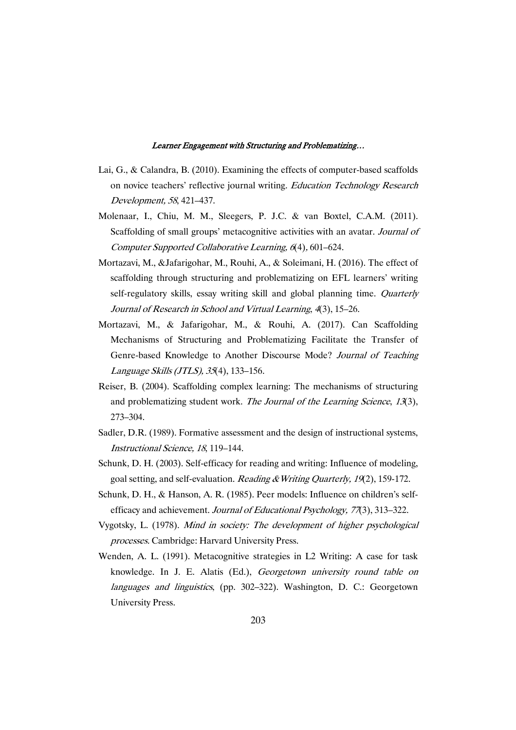Lai, G., & Calandra, B. (2010). Examining the effects of computer-based scaffolds on novice teachers' reflective journal writing. *Education Technology Research Development, 58*, 421–437.

Molenaar, I., Chiu, M. M., Sleegers, P. J.C. & van Boxtel, C.A.M. (2011). Scaffolding of small groups' metacognitive activities with an avatar. *Journal of Computer Supported Collaborative Learning, 6*(4), 601–624.

Mortazavi, M., &Jafarigohar, M., Rouhi, A., & Soleimani, H. (2016). The effect of scaffolding through structuring and problematizing on EFL learners' writing self-regulatory skills, essay writing skill and global planning time. *Quarterly Journal of Research in School and Virtual Learning*, *4*(3), 15–26.

Mortazavi, M., & Jafarigohar, M., & Rouhi, A. (2017). Can Scaffolding Mechanisms of Structuring and Problematizing Facilitate the Transfer of Genre-based Knowledge to Another Discourse Mode? *Journal of Teaching Language Skills (JTLS), 35*(4), 133–156.

Reiser, B. (2004). Scaffolding complex learning: The mechanisms of structuring and problematizing student work. *The Journal of the Learning Science*, *13*(3), 273–304.

Sadler, D.R. (1989). Formative assessment and the design of instructional systems, *Instructional Science, 18*, 119–144.

Schunk, D. H. (2003). Self-efficacy for reading and writing: Influence of modeling, goal setting, and self-evaluation. *Reading & Writing Quarterly, 19*(2), 159-172.

Schunk, D. H., & Hanson, A. R. (1985). Peer models: Influence on children's self-efficacy and achievement. *Journal of Educational Psychology, 77*(3), 313–322.

Vygotsky, L. (1978). *Mind in society: The development of higher psychological processes*. Cambridge: Harvard University Press.

Wenden, A. L. (1991). Metacognitive strategies in L2 Writing: A case for task knowledge. In J. E. Alatis (Ed.), *Georgetown university round table on languages and linguistics*, (pp. 302–322). Washington, D. C.: Georgetown University Press.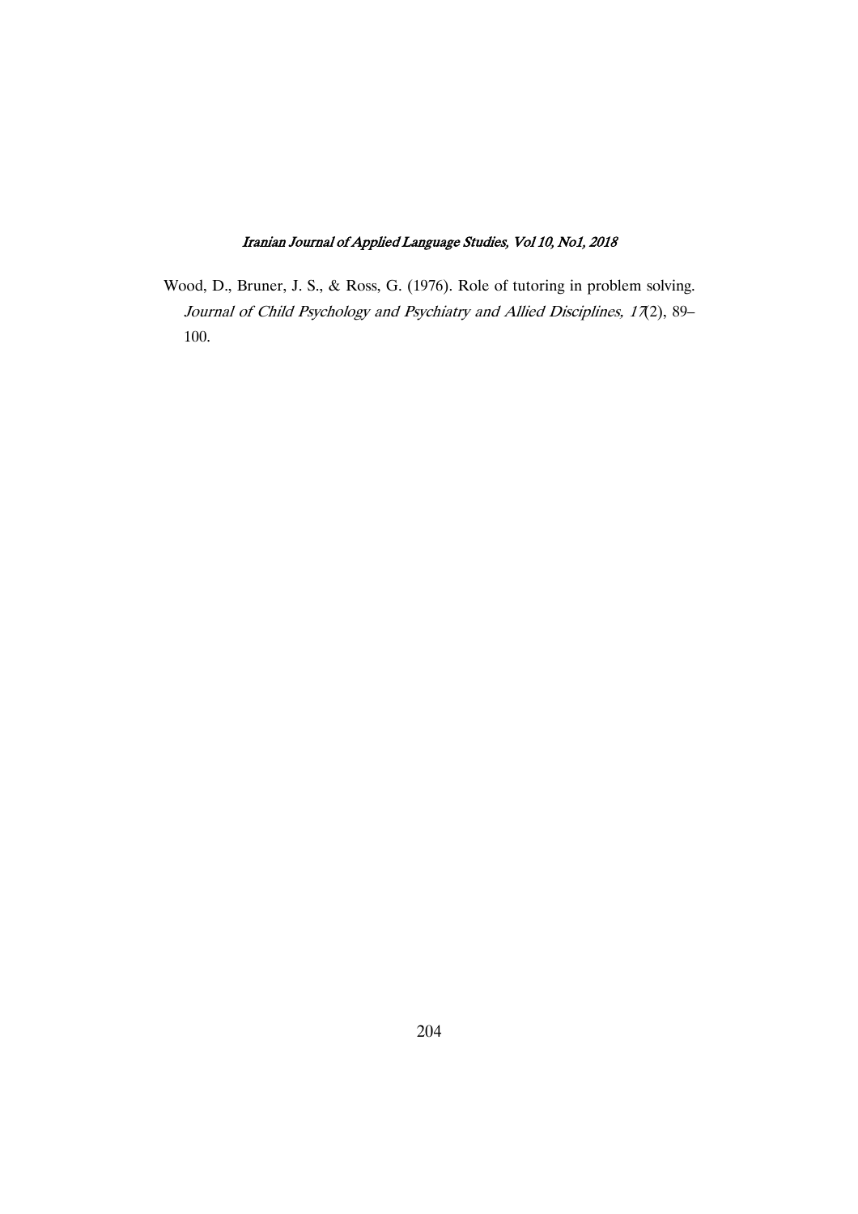Wood, D., Bruner, J. S., & Ross, G. (1976). Role of tutoring in problem solving. *Journal of Child Psychology and Psychiatry and Allied Disciplines, 17*(2), 89–100.